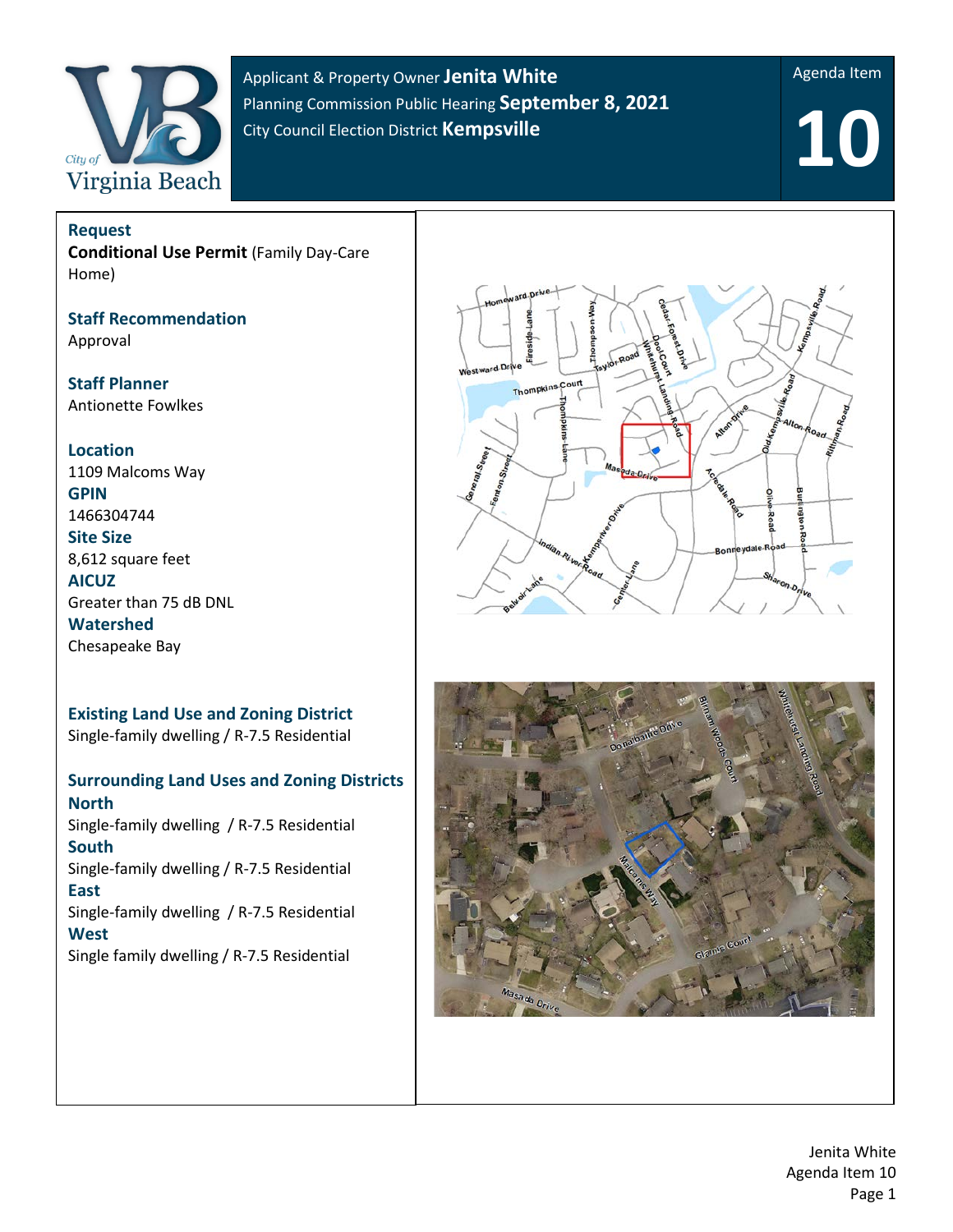Applicant & Property Owner **Jenita White**
Planning Commission Public Hearing **September 8, 2021**
City Council Election District **Kempsville**

Agenda Item

# 10

## Request
**Conditional Use Permit** (Family Day-Care Home)

## Staff Recommendation
Approval

## Staff Planner
Antionette Fowlkes

## Location
1109 Malcoms Way

**GPIN**
1466304744

**Site Size**
8,612 square feet

**AICUZ**
Greater than 75 dB DNL

**Watershed**
Chesapeake Bay

## Existing Land Use and Zoning District
Single-family dwelling / R-7.5 Residential

## Surrounding Land Uses and Zoning Districts

**North**
Single-family dwelling / R-7.5 Residential

**South**
Single-family dwelling / R-7.5 Residential

**East**
Single-family dwelling / R-7.5 Residential

**West**
Single family dwelling / R-7.5 Residential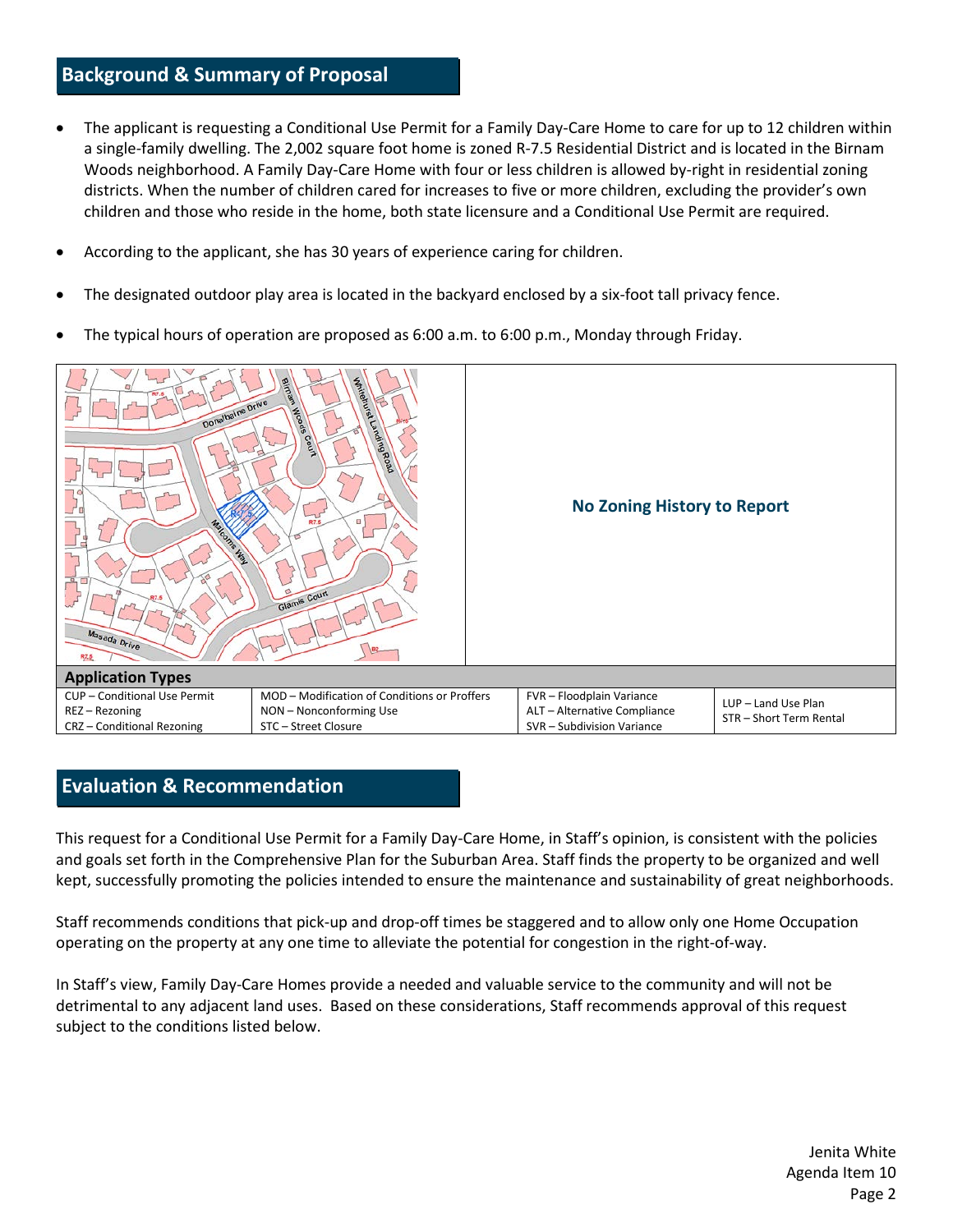## Background & Summary of Proposal

- The applicant is requesting a Conditional Use Permit for a Family Day-Care Home to care for up to 12 children within a single-family dwelling. The 2,002 square foot home is zoned R-7.5 Residential District and is located in the Birnam Woods neighborhood. A Family Day-Care Home with four or less children is allowed by-right in residential zoning districts. When the number of children cared for increases to five or more children, excluding the provider's own children and those who reside in the home, both state licensure and a Conditional Use Permit are required.
- According to the applicant, she has 30 years of experience caring for children.
- The designated outdoor play area is located in the backyard enclosed by a six-foot tall privacy fence.
- The typical hours of operation are proposed as 6:00 a.m. to 6:00 p.m., Monday through Friday.

**No Zoning History to Report**

**Application Types**

| | | | |
|---|---|---|---|
| CUP – Conditional Use Permit | MOD – Modification of Conditions or Proffers | FVR – Floodplain Variance | LUP – Land Use Plan |
| REZ – Rezoning | NON – Nonconforming Use | ALT – Alternative Compliance | STR – Short Term Rental |
| CRZ – Conditional Rezoning | STC – Street Closure | SVR – Subdivision Variance | |

## Evaluation & Recommendation

This request for a Conditional Use Permit for a Family Day-Care Home, in Staff's opinion, is consistent with the policies and goals set forth in the Comprehensive Plan for the Suburban Area. Staff finds the property to be organized and well kept, successfully promoting the policies intended to ensure the maintenance and sustainability of great neighborhoods.

Staff recommends conditions that pick-up and drop-off times be staggered and to allow only one Home Occupation operating on the property at any one time to alleviate the potential for congestion in the right-of-way.

In Staff's view, Family Day-Care Homes provide a needed and valuable service to the community and will not be detrimental to any adjacent land uses. Based on these considerations, Staff recommends approval of this request subject to the conditions listed below.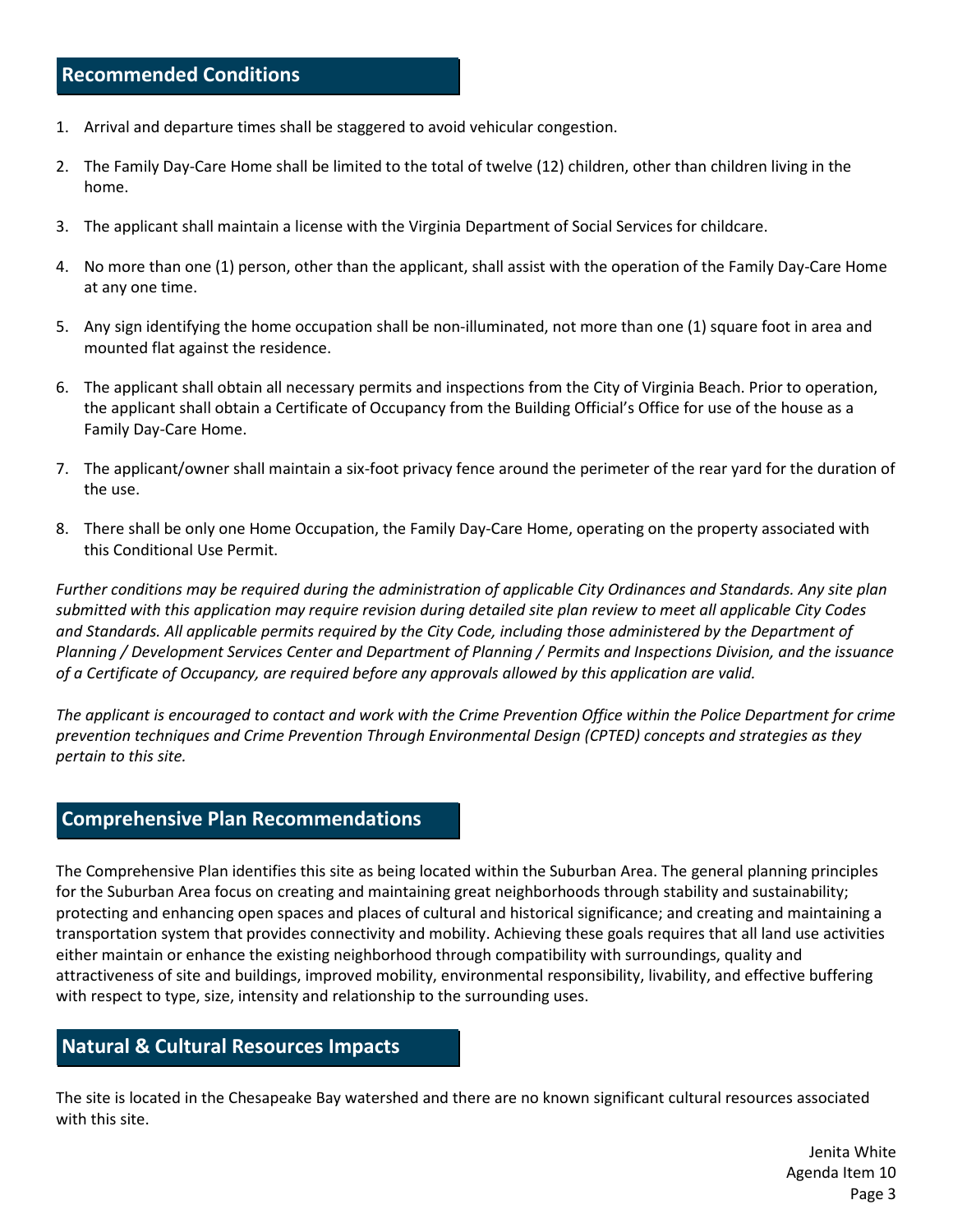## Recommended Conditions

1. Arrival and departure times shall be staggered to avoid vehicular congestion.

2. The Family Day-Care Home shall be limited to the total of twelve (12) children, other than children living in the home.

3. The applicant shall maintain a license with the Virginia Department of Social Services for childcare.

4. No more than one (1) person, other than the applicant, shall assist with the operation of the Family Day-Care Home at any one time.

5. Any sign identifying the home occupation shall be non-illuminated, not more than one (1) square foot in area and mounted flat against the residence.

6. The applicant shall obtain all necessary permits and inspections from the City of Virginia Beach. Prior to operation, the applicant shall obtain a Certificate of Occupancy from the Building Official's Office for use of the house as a Family Day-Care Home.

7. The applicant/owner shall maintain a six-foot privacy fence around the perimeter of the rear yard for the duration of the use.

8. There shall be only one Home Occupation, the Family Day-Care Home, operating on the property associated with this Conditional Use Permit.

*Further conditions may be required during the administration of applicable City Ordinances and Standards. Any site plan submitted with this application may require revision during detailed site plan review to meet all applicable City Codes and Standards. All applicable permits required by the City Code, including those administered by the Department of Planning / Development Services Center and Department of Planning / Permits and Inspections Division, and the issuance of a Certificate of Occupancy, are required before any approvals allowed by this application are valid.*

*The applicant is encouraged to contact and work with the Crime Prevention Office within the Police Department for crime prevention techniques and Crime Prevention Through Environmental Design (CPTED) concepts and strategies as they pertain to this site.*

## Comprehensive Plan Recommendations

The Comprehensive Plan identifies this site as being located within the Suburban Area. The general planning principles for the Suburban Area focus on creating and maintaining great neighborhoods through stability and sustainability; protecting and enhancing open spaces and places of cultural and historical significance; and creating and maintaining a transportation system that provides connectivity and mobility. Achieving these goals requires that all land use activities either maintain or enhance the existing neighborhood through compatibility with surroundings, quality and attractiveness of site and buildings, improved mobility, environmental responsibility, livability, and effective buffering with respect to type, size, intensity and relationship to the surrounding uses.

## Natural & Cultural Resources Impacts

The site is located in the Chesapeake Bay watershed and there are no known significant cultural resources associated with this site.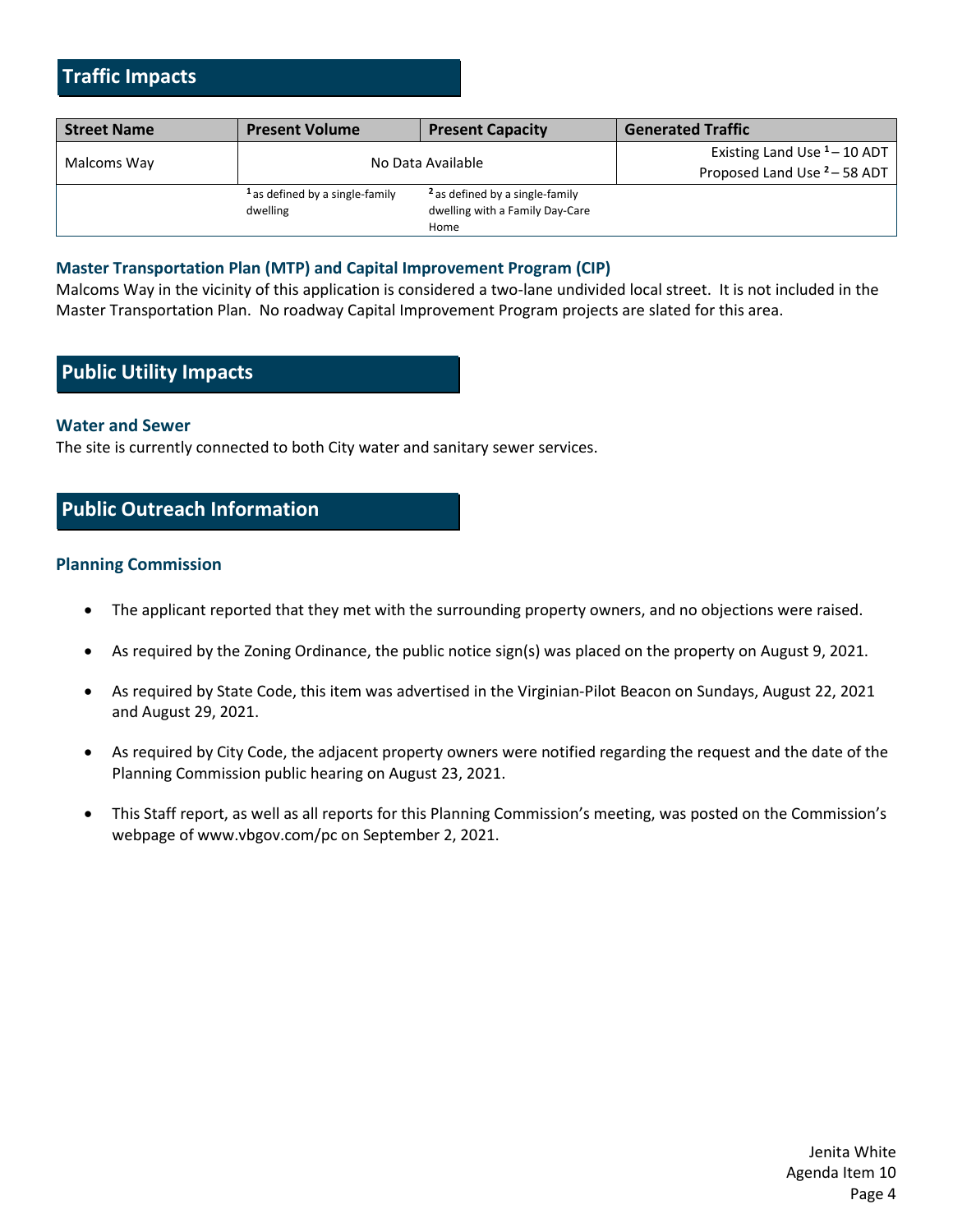## Traffic Impacts

| Street Name | Present Volume | Present Capacity | Generated Traffic |
|---|---|---|---|
| Malcoms Way | No Data Available | | Existing Land Use [1] – 10 ADT<br>Proposed Land Use [2] – 58 ADT |
| | [1] as defined by a single-family dwelling | [2] as defined by a single-family dwelling with a Family Day-Care Home | |

### Master Transportation Plan (MTP) and Capital Improvement Program (CIP)

Malcoms Way in the vicinity of this application is considered a two-lane undivided local street. It is not included in the Master Transportation Plan. No roadway Capital Improvement Program projects are slated for this area.

## Public Utility Impacts

### Water and Sewer

The site is currently connected to both City water and sanitary sewer services.

## Public Outreach Information

### Planning Commission

- The applicant reported that they met with the surrounding property owners, and no objections were raised.
- As required by the Zoning Ordinance, the public notice sign(s) was placed on the property on August 9, 2021.
- As required by State Code, this item was advertised in the Virginian-Pilot Beacon on Sundays, August 22, 2021 and August 29, 2021.
- As required by City Code, the adjacent property owners were notified regarding the request and the date of the Planning Commission public hearing on August 23, 2021.
- This Staff report, as well as all reports for this Planning Commission's meeting, was posted on the Commission's webpage of www.vbgov.com/pc on September 2, 2021.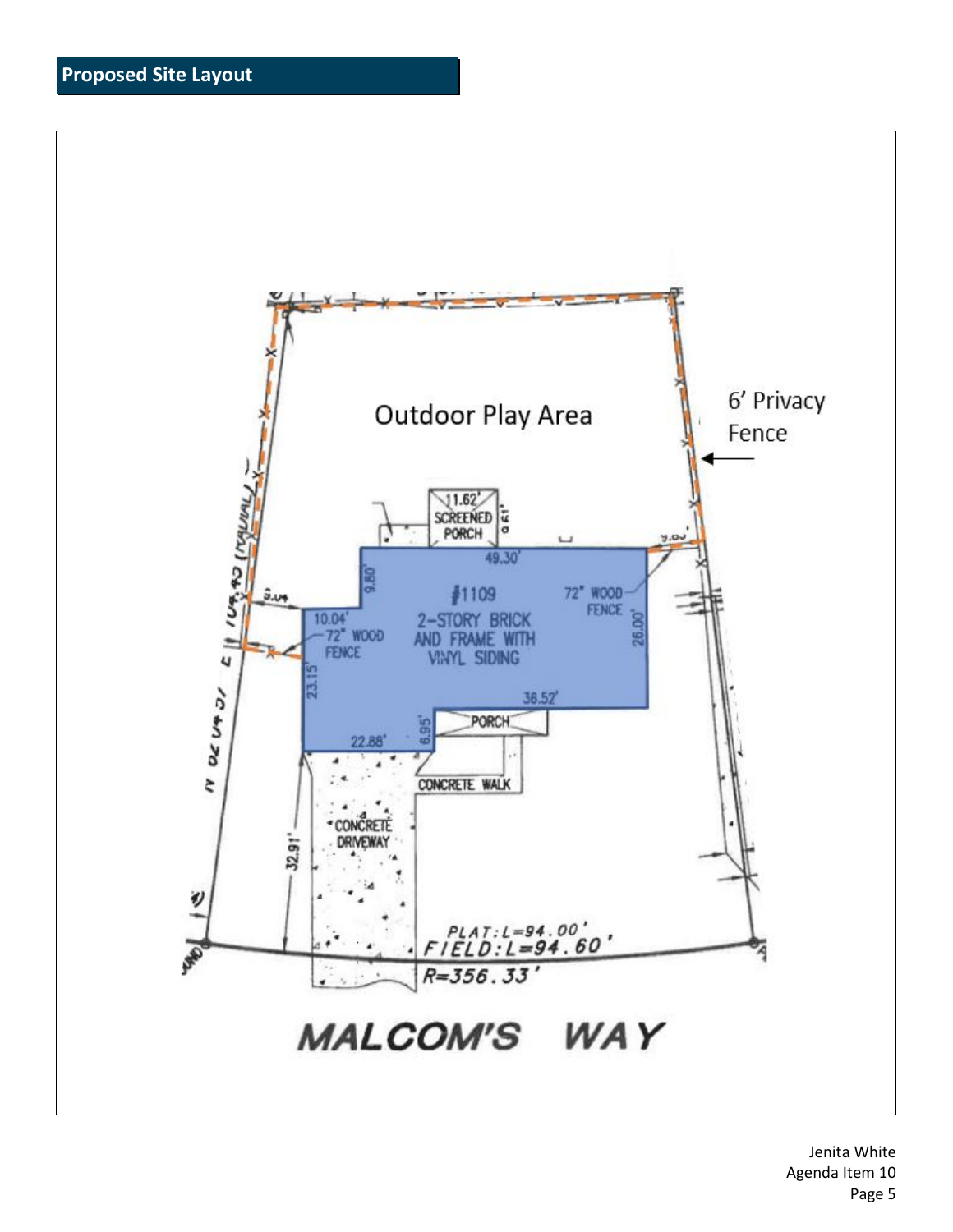## Proposed Site Layout

Outdoor Play Area

6' Privacy Fence

11.62'
SCREENED PORCH

49.30'

9.80'

#1109
2-STORY BRICK AND FRAME WITH VINYL SIDING

72" WOOD FENCE

10.04'
72" WOOD FENCE

26.00'

23.15'

36.52'

PORCH

6.95'

22.88'

CONCRETE WALK

CONCRETE DRIVEWAY

32.91'

PLAT:L=94.00'
FIELD:L=94.60'
R=356.33'

MALCOM'S WAY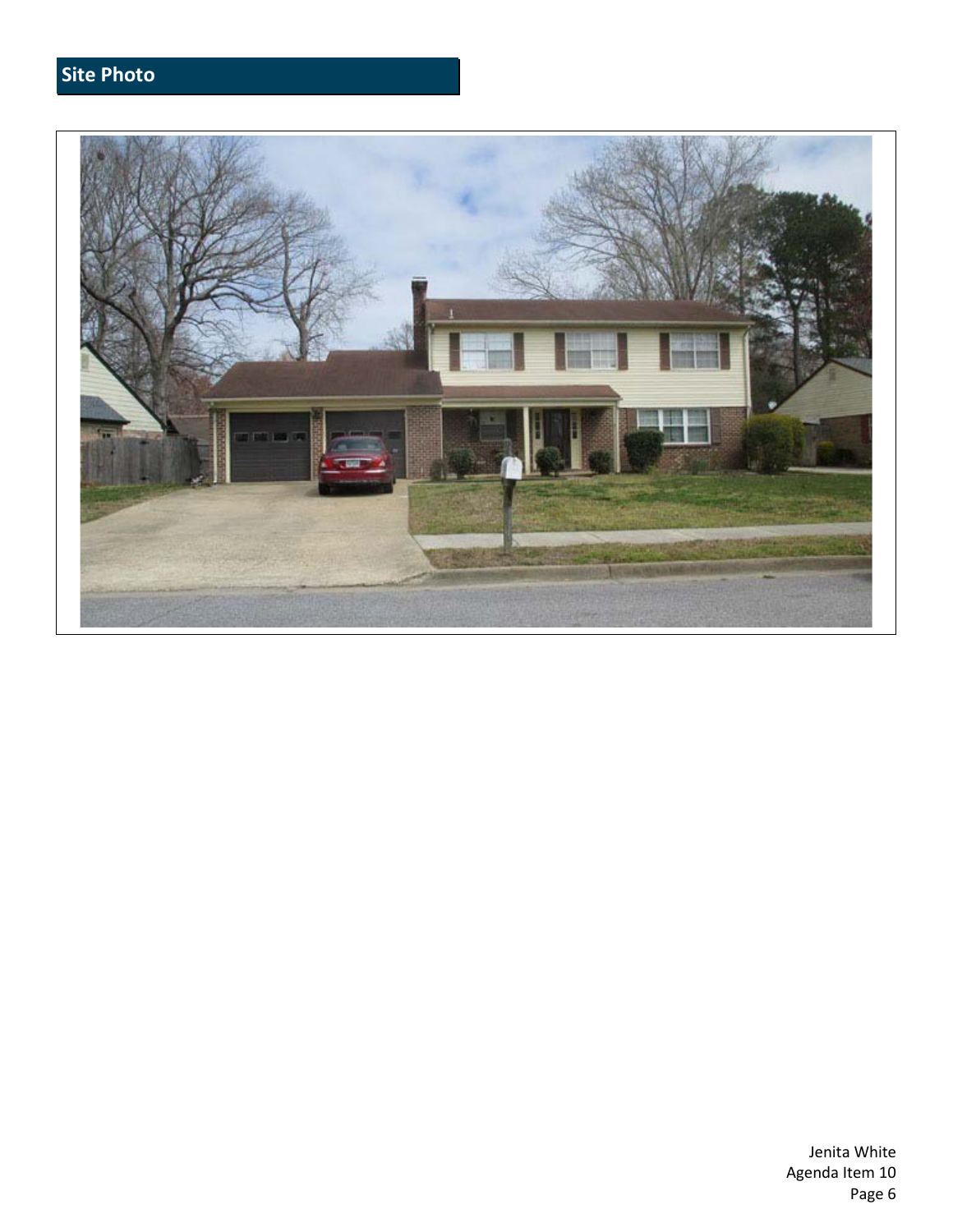## Site Photo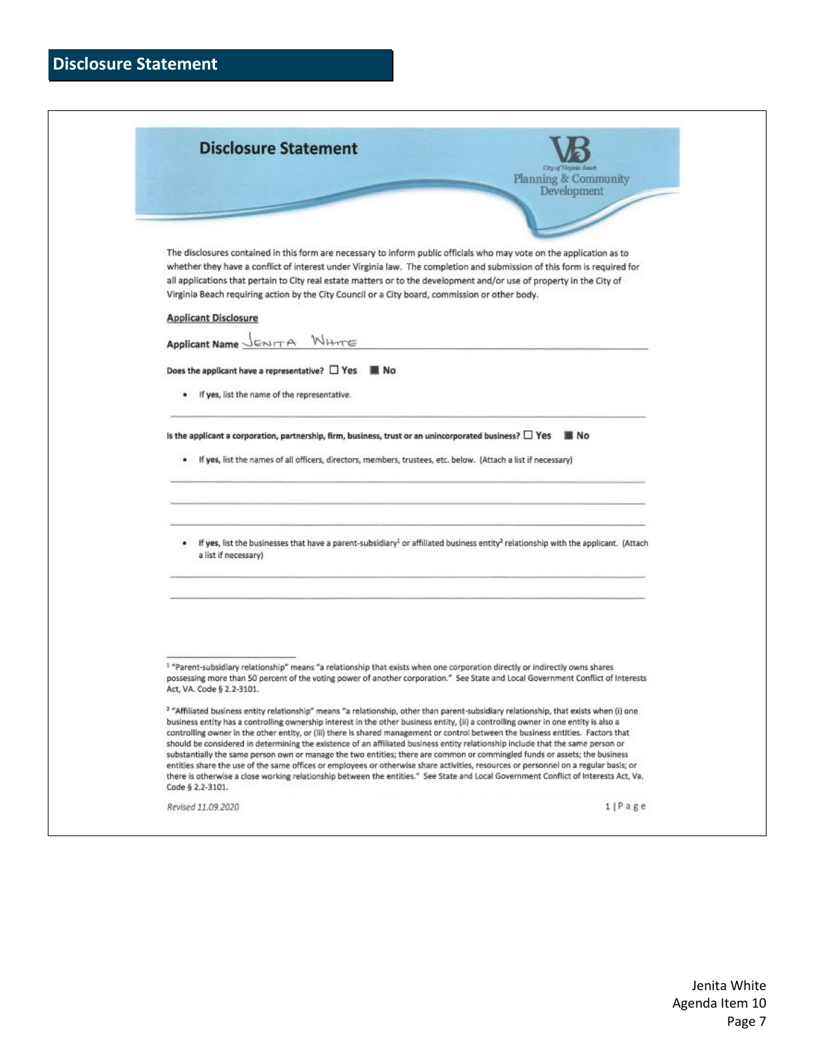# Disclosure Statement

## Disclosure Statement

City of Virginia Beach
Planning & Community Development

The disclosures contained in this form are necessary to inform public officials who may vote on the application as to whether they have a conflict of interest under Virginia law. The completion and submission of this form is required for all applications that pertain to City real estate matters or to the development and/or use of property in the City of Virginia Beach requiring action by the City Council or a City board, commission or other body.

**Applicant Disclosure**

**Applicant Name** JENITA WHITE

**Does the applicant have a representative?** ☐ Yes ■ No

- If **yes**, list the name of the representative.

**Is the applicant a corporation, partnership, firm, business, trust or an unincorporated business?** ☐ Yes ■ No

- If **yes**, list the names of all officers, directors, members, trustees, etc. below. (Attach a list if necessary)

- If **yes**, list the businesses that have a parent-subsidiary[1] or affiliated business entity[2] relationship with the applicant. (Attach a list if necessary)

[1] "Parent-subsidiary relationship" means "a relationship that exists when one corporation directly or indirectly owns shares possessing more than 50 percent of the voting power of another corporation." See State and Local Government Conflict of Interests Act, VA. Code § 2.2-3101.

[2] "Affiliated business entity relationship" means "a relationship, other than parent-subsidiary relationship, that exists when (i) one business entity has a controlling ownership interest in the other business entity, (ii) a controlling owner in one entity is also a controlling owner in the other entity, or (iii) there is shared management or control between the business entities. Factors that should be considered in determining the existence of an affiliated business entity relationship include that the same person or substantially the same person own or manage the two entities; there are common or commingled funds or assets; the business entities share the use of the same offices or employees or otherwise share activities, resources or personnel on a regular basis; or there is otherwise a close working relationship between the entities." See State and Local Government Conflict of Interests Act, Va. Code § 2.2-3101.

*Revised 11.09.2020*

Jenita White
Agenda Item 10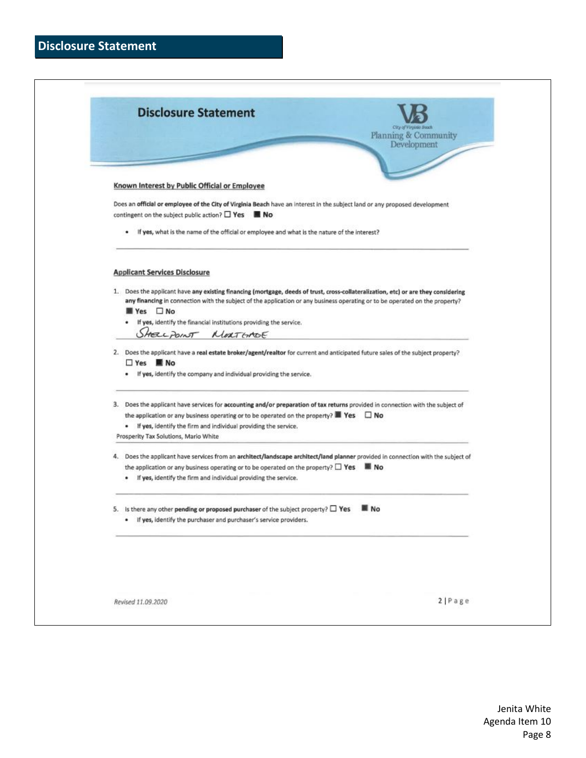# Disclosure Statement

## Disclosure Statement

City of Virginia Beach
Planning & Community Development

### Known Interest by Public Official or Employee

Does an **official or employee of the City of Virginia Beach** have an interest in the subject land or any proposed development contingent on the subject public action? ☐ Yes ■ No

- If **yes**, what is the name of the official or employee and what is the nature of the interest?

### Applicant Services Disclosure

1. Does the applicant have **any existing financing (mortgage, deeds of trust, cross-collateralization, etc) or are they considering any financing** in connection with the subject of the application or any business operating or to be operated on the property?
   ■ Yes ☐ No
   - If **yes**, identify the financial institutions providing the service.

   SHELLPOINT MORTGAGE

2. Does the applicant have a **real estate broker/agent/realtor** for current and anticipated future sales of the subject property?
   ☐ Yes ■ No
   - If **yes**, identify the company and individual providing the service.

3. Does the applicant have services for **accounting and/or preparation of tax returns** provided in connection with the subject of the application or any business operating or to be operated on the property? ■ Yes ☐ No
   - If **yes**, identify the firm and individual providing the service.

   Prosperity Tax Solutions, Mario White

4. Does the applicant have services from an **architect/landscape architect/land planner** provided in connection with the subject of the application or any business operating or to be operated on the property? ☐ Yes ■ No
   - If **yes**, identify the firm and individual providing the service.

5. Is there any other **pending or proposed purchaser** of the subject property? ☐ Yes ■ No
   - If **yes**, identify the purchaser and purchaser's service providers.

*Revised 11.09.2020*

Jenita White
Agenda Item 10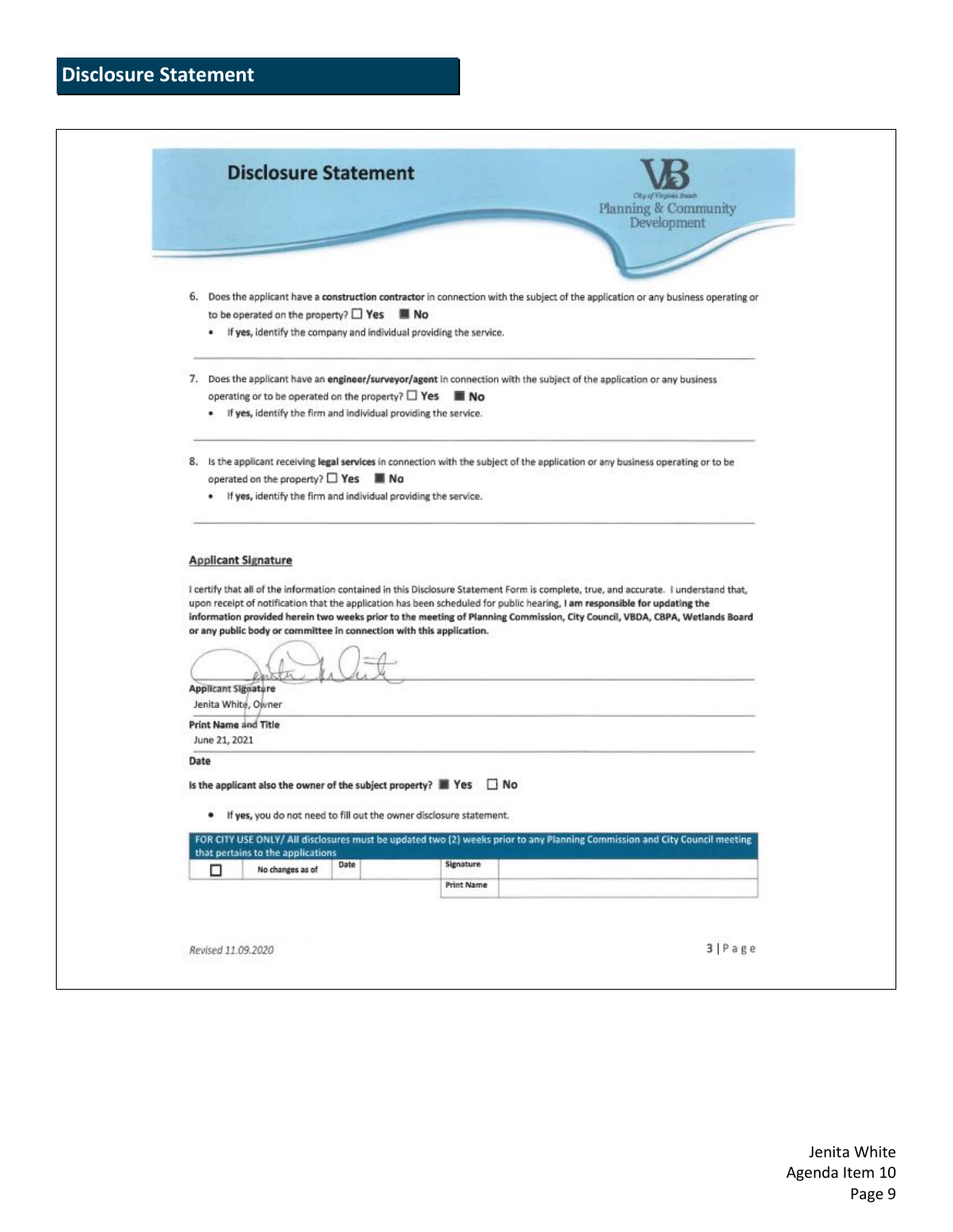# Disclosure Statement

## Disclosure Statement

City of Virginia Beach Planning & Community Development

6. Does the applicant have a **construction contractor** in connection with the subject of the application or any business operating or to be operated on the property? ☐ **Yes** ■ **No**
   - If **yes,** identify the company and individual providing the service.

7. Does the applicant have an **engineer/surveyor/agent** in connection with the subject of the application or any business operating or to be operated on the property? ☐ **Yes** ■ **No**
   - If **yes,** identify the firm and individual providing the service.

8. Is the applicant receiving **legal services** in connection with the subject of the application or any business operating or to be operated on the property? ☐ **Yes** ■ **No**
   - If **yes,** identify the firm and individual providing the service.

**Applicant Signature**

I certify that all of the information contained in this Disclosure Statement Form is complete, true, and accurate. I understand that, upon receipt of notification that the application has been scheduled for public hearing, **I am responsible for updating the information provided herein two weeks prior to the meeting of Planning Commission, City Council, VBDA, CBPA, Wetlands Board or any public body or committee in connection with this application.**

**Applicant Signature**

Jenita White, Owner

**Print Name and Title**

June 21, 2021

**Date**

**Is the applicant also the owner of the subject property?** ■ **Yes** ☐ **No**

- If **yes,** you do not need to fill out the owner disclosure statement.

| FOR CITY USE ONLY/ All disclosures must be updated two (2) weeks prior to any Planning Commission and City Council meeting that pertains to the applications | | | | | |
|---|---|---|---|---|---|
| ☐ | No changes as of | Date | | Signature | |
| | | | | Print Name | |

*Revised 11.09.2020*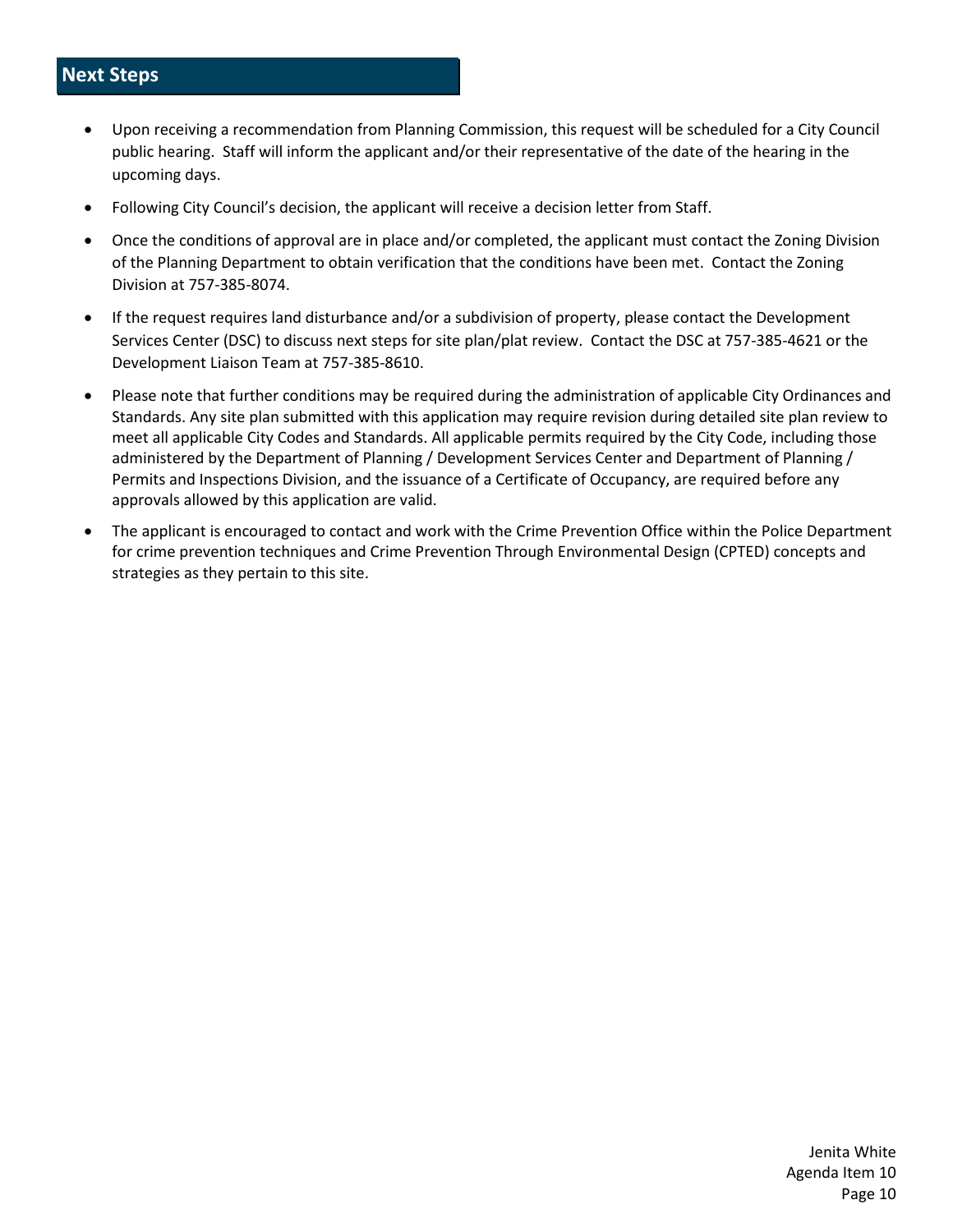## Next Steps

- Upon receiving a recommendation from Planning Commission, this request will be scheduled for a City Council public hearing. Staff will inform the applicant and/or their representative of the date of the hearing in the upcoming days.
- Following City Council's decision, the applicant will receive a decision letter from Staff.
- Once the conditions of approval are in place and/or completed, the applicant must contact the Zoning Division of the Planning Department to obtain verification that the conditions have been met. Contact the Zoning Division at 757-385-8074.
- If the request requires land disturbance and/or a subdivision of property, please contact the Development Services Center (DSC) to discuss next steps for site plan/plat review. Contact the DSC at 757-385-4621 or the Development Liaison Team at 757-385-8610.
- Please note that further conditions may be required during the administration of applicable City Ordinances and Standards. Any site plan submitted with this application may require revision during detailed site plan review to meet all applicable City Codes and Standards. All applicable permits required by the City Code, including those administered by the Department of Planning / Development Services Center and Department of Planning / Permits and Inspections Division, and the issuance of a Certificate of Occupancy, are required before any approvals allowed by this application are valid.
- The applicant is encouraged to contact and work with the Crime Prevention Office within the Police Department for crime prevention techniques and Crime Prevention Through Environmental Design (CPTED) concepts and strategies as they pertain to this site.